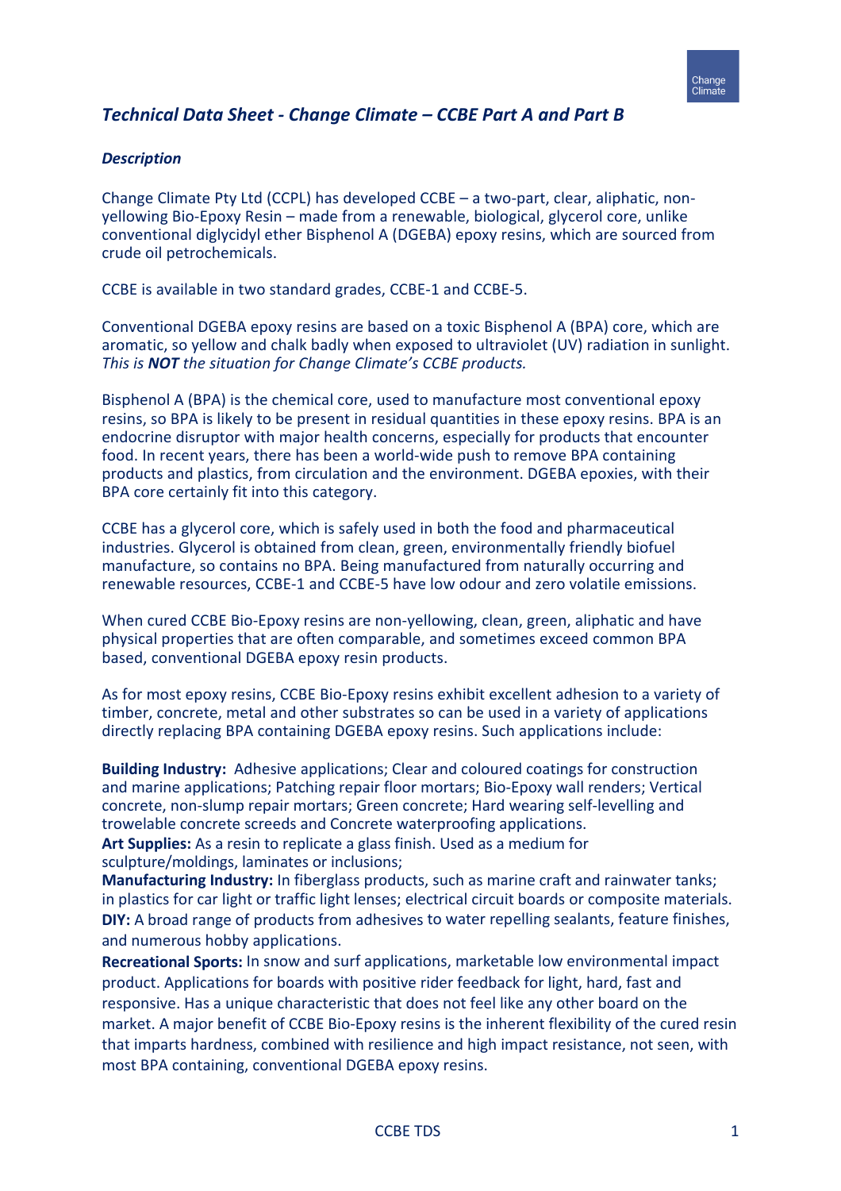# *Technical Data Sheet - Change Climate – CCBE Part A and Part B*

### *Description*

Change Climate Pty Ltd (CCPL) has developed CCBE – a two-part, clear, aliphatic, non-yellowing Bio-Epoxy Resin – made from a renewable, biological, glycerol core, unlike conventional diglycidyl ether Bisphenol A (DGEBA) epoxy resins, which are sourced from crude oil petrochemicals.

CCBE is available in two standard grades, CCBE-1 and CCBE-5.

Conventional DGEBA epoxy resins are based on a toxic Bisphenol A (BPA) core, which are aromatic, so yellow and chalk badly when exposed to ultraviolet (UV) radiation in sunlight. *This is **NOT** the situation for Change Climate's CCBE products.*

Bisphenol A (BPA) is the chemical core, used to manufacture most conventional epoxy resins, so BPA is likely to be present in residual quantities in these epoxy resins. BPA is an endocrine disruptor with major health concerns, especially for products that encounter food. In recent years, there has been a world-wide push to remove BPA containing products and plastics, from circulation and the environment. DGEBA epoxies, with their BPA core certainly fit into this category.

CCBE has a glycerol core, which is safely used in both the food and pharmaceutical industries. Glycerol is obtained from clean, green, environmentally friendly biofuel manufacture, so contains no BPA. Being manufactured from naturally occurring and renewable resources, CCBE-1 and CCBE-5 have low odour and zero volatile emissions.

When cured CCBE Bio-Epoxy resins are non-yellowing, clean, green, aliphatic and have physical properties that are often comparable, and sometimes exceed common BPA based, conventional DGEBA epoxy resin products.

As for most epoxy resins, CCBE Bio-Epoxy resins exhibit excellent adhesion to a variety of timber, concrete, metal and other substrates so can be used in a variety of applications directly replacing BPA containing DGEBA epoxy resins. Such applications include:

**Building Industry:** Adhesive applications; Clear and coloured coatings for construction and marine applications; Patching repair floor mortars; Bio-Epoxy wall renders; Vertical concrete, non-slump repair mortars; Green concrete; Hard wearing self-levelling and trowelable concrete screeds and Concrete waterproofing applications.
**Art Supplies:** As a resin to replicate a glass finish. Used as a medium for sculpture/moldings, laminates or inclusions;
**Manufacturing Industry:** In fiberglass products, such as marine craft and rainwater tanks; in plastics for car light or traffic light lenses; electrical circuit boards or composite materials.
**DIY:** A broad range of products from adhesives to water repelling sealants, feature finishes, and numerous hobby applications.
**Recreational Sports:** In snow and surf applications, marketable low environmental impact product. Applications for boards with positive rider feedback for light, hard, fast and responsive. Has a unique characteristic that does not feel like any other board on the market. A major benefit of CCBE Bio-Epoxy resins is the inherent flexibility of the cured resin that imparts hardness, combined with resilience and high impact resistance, not seen, with most BPA containing, conventional DGEBA epoxy resins.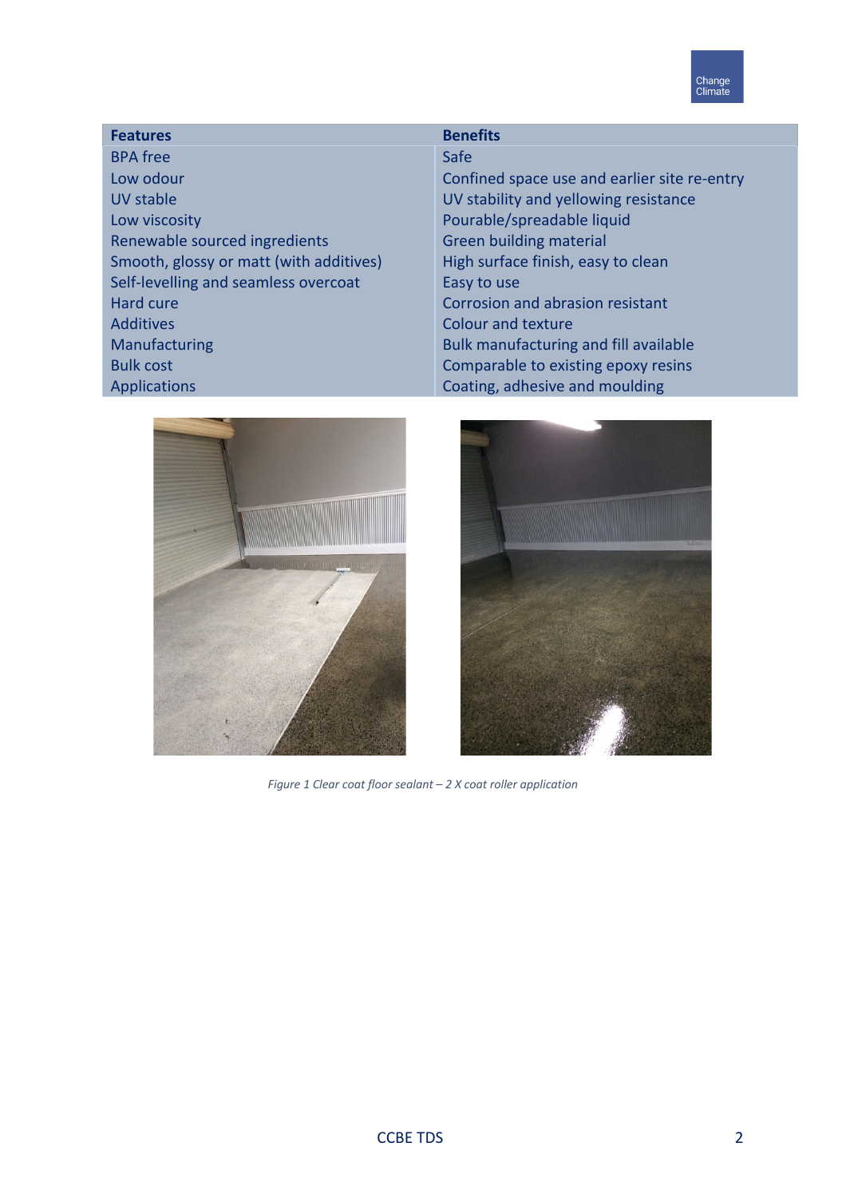| Features | Benefits |
| --- | --- |
| BPA free | Safe |
| Low odour | Confined space use and earlier site re-entry |
| UV stable | UV stability and yellowing resistance |
| Low viscosity | Pourable/spreadable liquid |
| Renewable sourced ingredients | Green building material |
| Smooth, glossy or matt (with additives) | High surface finish, easy to clean |
| Self-levelling and seamless overcoat | Easy to use |
| Hard cure | Corrosion and abrasion resistant |
| Additives | Colour and texture |
| Manufacturing | Bulk manufacturing and fill available |
| Bulk cost | Comparable to existing epoxy resins |
| Applications | Coating, adhesive and moulding |

*Figure 1 Clear coat floor sealant – 2 X coat roller application*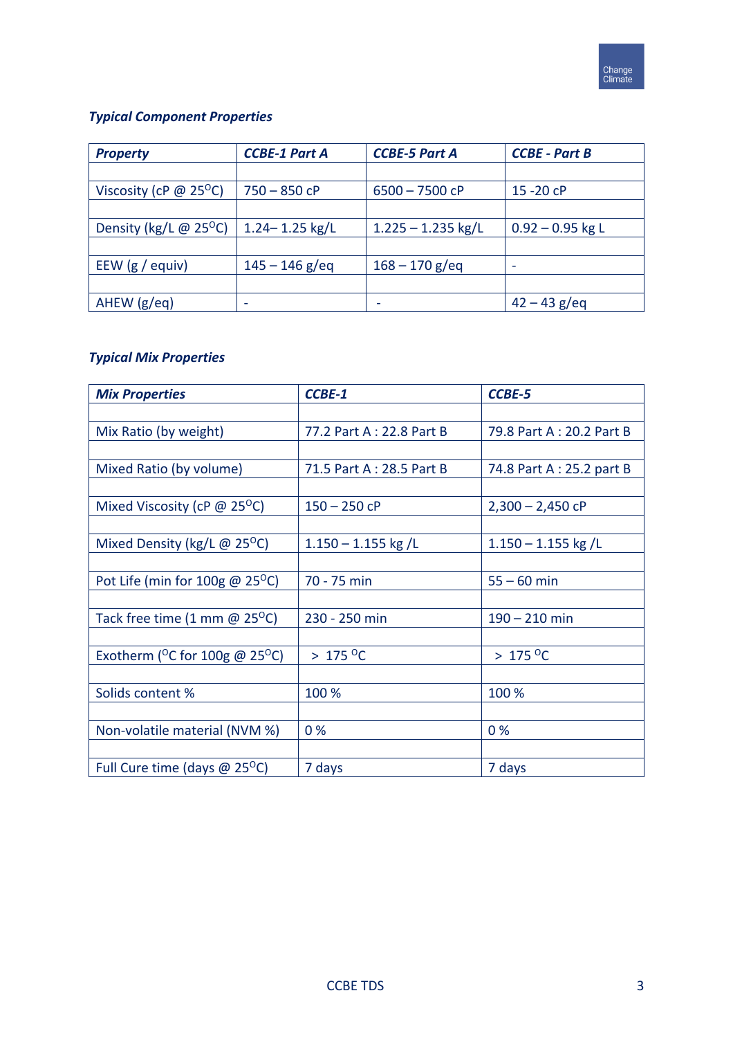***Typical Component Properties***

| *Property* | *CCBE-1 Part A* | *CCBE-5 Part A* | *CCBE - Part B* |
|---|---|---|---|
| | | | |
| Viscosity (cP @ 25$^{O}$C) | 750 – 850 cP | 6500 – 7500 cP | 15 -20 cP |
| | | | |
| Density (kg/L @ 25$^{O}$C) | 1.24– 1.25 kg/L | 1.225 – 1.235 kg/L | 0.92 – 0.95 kg L |
| | | | |
| EEW (g / equiv) | 145 – 146 g/eq | 168 – 170 g/eq | - |
| | | | |
| AHEW (g/eq) | - | - | 42 – 43 g/eq |

***Typical Mix Properties***

| *Mix Properties* | *CCBE-1* | *CCBE-5* |
|---|---|---|
| | | |
| Mix Ratio (by weight) | 77.2 Part A : 22.8 Part B | 79.8 Part A : 20.2 Part B |
| | | |
| Mixed Ratio (by volume) | 71.5 Part A : 28.5 Part B | 74.8 Part A : 25.2 part B |
| | | |
| Mixed Viscosity (cP @ 25$^{O}$C) | 150 – 250 cP | 2,300 – 2,450 cP |
| | | |
| Mixed Density (kg/L @ 25$^{O}$C) | 1.150 – 1.155 kg /L | 1.150 – 1.155 kg /L |
| | | |
| Pot Life (min for 100g @ 25$^{O}$C) | 70 - 75 min | 55 – 60 min |
| | | |
| Tack free time (1 mm @ 25$^{O}$C) | 230 - 250 min | 190 – 210 min |
| | | |
| Exotherm ($^{O}$C for 100g @ 25$^{O}$C) | > 175 $^{O}$C | > 175 $^{O}$C |
| | | |
| Solids content % | 100 % | 100 % |
| | | |
| Non-volatile material (NVM %) | 0 % | 0 % |
| | | |
| Full Cure time (days @ 25$^{O}$C) | 7 days | 7 days |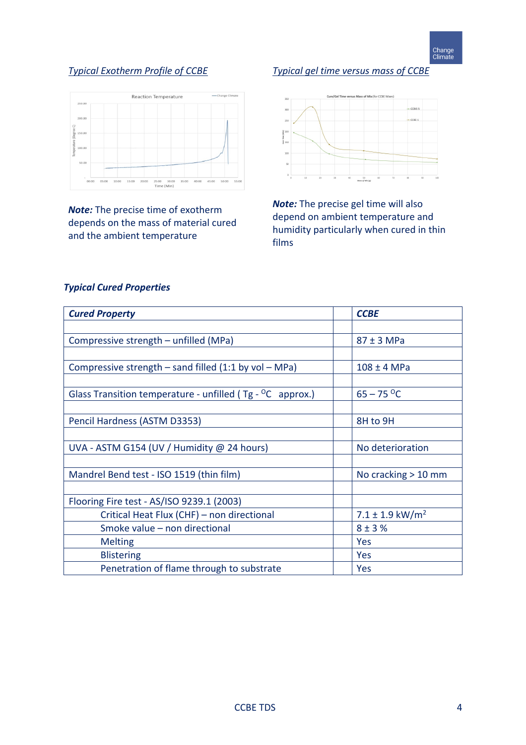*Typical Exotherm Profile of CCBE*

*Typical gel time versus mass of CCBE*

***Note:*** The precise time of exotherm depends on the mass of material cured and the ambient temperature

***Note:*** The precise gel time will also depend on ambient temperature and humidity particularly when cured in thin films

***Typical Cured Properties***

| ***Cured Property*** | | ***CCBE*** |
|---|---|---|
| | | |
| Compressive strength – unfilled (MPa) | | 87 ± 3 MPa |
| | | |
| Compressive strength – sand filled (1:1 by vol – MPa) | | 108 ± 4 MPa |
| | | |
| Glass Transition temperature - unfilled ( Tg - $^{O}$C approx.) | | 65 – 75 $^{O}$C |
| | | |
| Pencil Hardness (ASTM D3353) | | 8H to 9H |
| | | |
| UVA - ASTM G154 (UV / Humidity @ 24 hours) | | No deterioration |
| | | |
| Mandrel Bend test - ISO 1519 (thin film) | | No cracking > 10 mm |
| | | |
| Flooring Fire test - AS/ISO 9239.1 (2003) | | |
| Critical Heat Flux (CHF) – non directional | | 7.1 ± 1.9 kW/m$^{2}$ |
| Smoke value – non directional | | 8 ± 3 % |
| Melting | | Yes |
| Blistering | | Yes |
| Penetration of flame through to substrate | | Yes |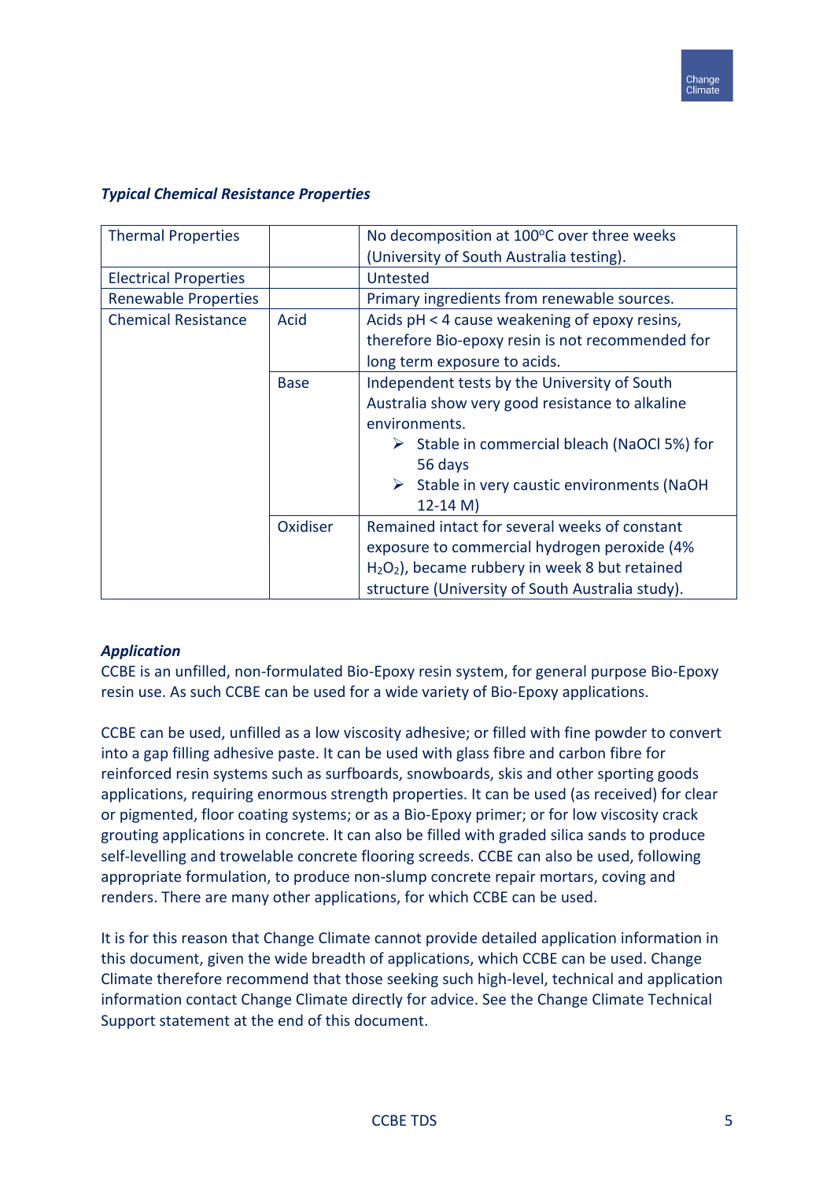***Typical Chemical Resistance Properties***

| | | |
|---|---|---|
| Thermal Properties | | No decomposition at 100ºC over three weeks (University of South Australia testing). |
| Electrical Properties | | Untested |
| Renewable Properties | | Primary ingredients from renewable sources. |
| Chemical Resistance | Acid | Acids pH < 4 cause weakening of epoxy resins, therefore Bio-epoxy resin is not recommended for long term exposure to acids. |
| | Base | Independent tests by the University of South Australia show very good resistance to alkaline environments.<br>➢ Stable in commercial bleach (NaOCl 5%) for 56 days<br>➢ Stable in very caustic environments (NaOH 12-14 M) |
| | Oxidiser | Remained intact for several weeks of constant exposure to commercial hydrogen peroxide (4% $H_2O_2$), became rubbery in week 8 but retained structure (University of South Australia study). |

***Application***

CCBE is an unfilled, non-formulated Bio-Epoxy resin system, for general purpose Bio-Epoxy resin use. As such CCBE can be used for a wide variety of Bio-Epoxy applications.

CCBE can be used, unfilled as a low viscosity adhesive; or filled with fine powder to convert into a gap filling adhesive paste. It can be used with glass fibre and carbon fibre for reinforced resin systems such as surfboards, snowboards, skis and other sporting goods applications, requiring enormous strength properties. It can be used (as received) for clear or pigmented, floor coating systems; or as a Bio-Epoxy primer; or for low viscosity crack grouting applications in concrete. It can also be filled with graded silica sands to produce self-levelling and trowelable concrete flooring screeds. CCBE can also be used, following appropriate formulation, to produce non-slump concrete repair mortars, coving and renders. There are many other applications, for which CCBE can be used.

It is for this reason that Change Climate cannot provide detailed application information in this document, given the wide breadth of applications, which CCBE can be used. Change Climate therefore recommend that those seeking such high-level, technical and application information contact Change Climate directly for advice. See the Change Climate Technical Support statement at the end of this document.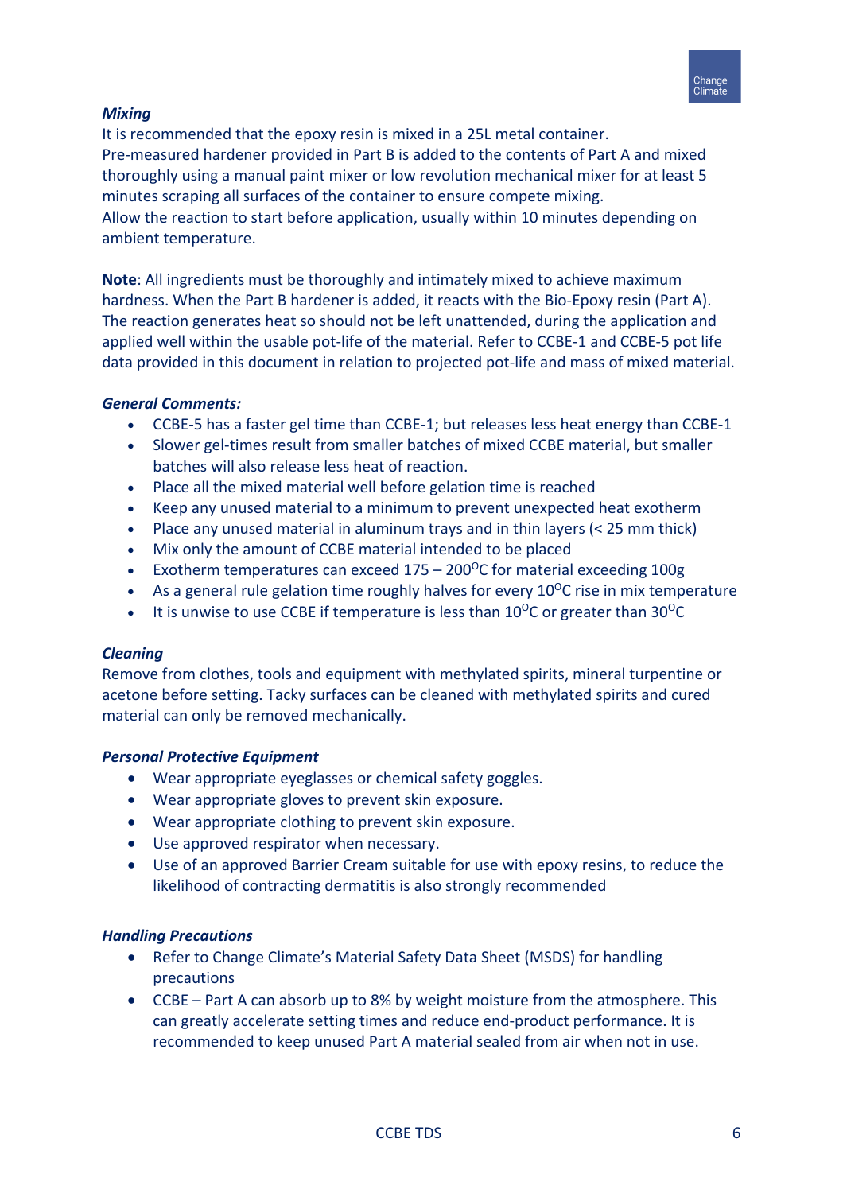### *Mixing*

It is recommended that the epoxy resin is mixed in a 25L metal container.
Pre-measured hardener provided in Part B is added to the contents of Part A and mixed thoroughly using a manual paint mixer or low revolution mechanical mixer for at least 5 minutes scraping all surfaces of the container to ensure compete mixing.
Allow the reaction to start before application, usually within 10 minutes depending on ambient temperature.

**Note**: All ingredients must be thoroughly and intimately mixed to achieve maximum hardness. When the Part B hardener is added, it reacts with the Bio-Epoxy resin (Part A). The reaction generates heat so should not be left unattended, during the application and applied well within the usable pot-life of the material. Refer to CCBE-1 and CCBE-5 pot life data provided in this document in relation to projected pot-life and mass of mixed material.

### *General Comments:*

- CCBE-5 has a faster gel time than CCBE-1; but releases less heat energy than CCBE-1
- Slower gel-times result from smaller batches of mixed CCBE material, but smaller batches will also release less heat of reaction.
- Place all the mixed material well before gelation time is reached
- Keep any unused material to a minimum to prevent unexpected heat exotherm
- Place any unused material in aluminum trays and in thin layers (< 25 mm thick)
- Mix only the amount of CCBE material intended to be placed
- Exotherm temperatures can exceed 175 – 200$^{O}$C for material exceeding 100g
- As a general rule gelation time roughly halves for every 10$^{O}$C rise in mix temperature
- It is unwise to use CCBE if temperature is less than 10$^{O}$C or greater than 30$^{O}$C

### *Cleaning*

Remove from clothes, tools and equipment with methylated spirits, mineral turpentine or acetone before setting. Tacky surfaces can be cleaned with methylated spirits and cured material can only be removed mechanically.

### *Personal Protective Equipment*

- Wear appropriate eyeglasses or chemical safety goggles.
- Wear appropriate gloves to prevent skin exposure.
- Wear appropriate clothing to prevent skin exposure.
- Use approved respirator when necessary.
- Use of an approved Barrier Cream suitable for use with epoxy resins, to reduce the likelihood of contracting dermatitis is also strongly recommended

### *Handling Precautions*

- Refer to Change Climate's Material Safety Data Sheet (MSDS) for handling precautions
- CCBE – Part A can absorb up to 8% by weight moisture from the atmosphere. This can greatly accelerate setting times and reduce end-product performance. It is recommended to keep unused Part A material sealed from air when not in use.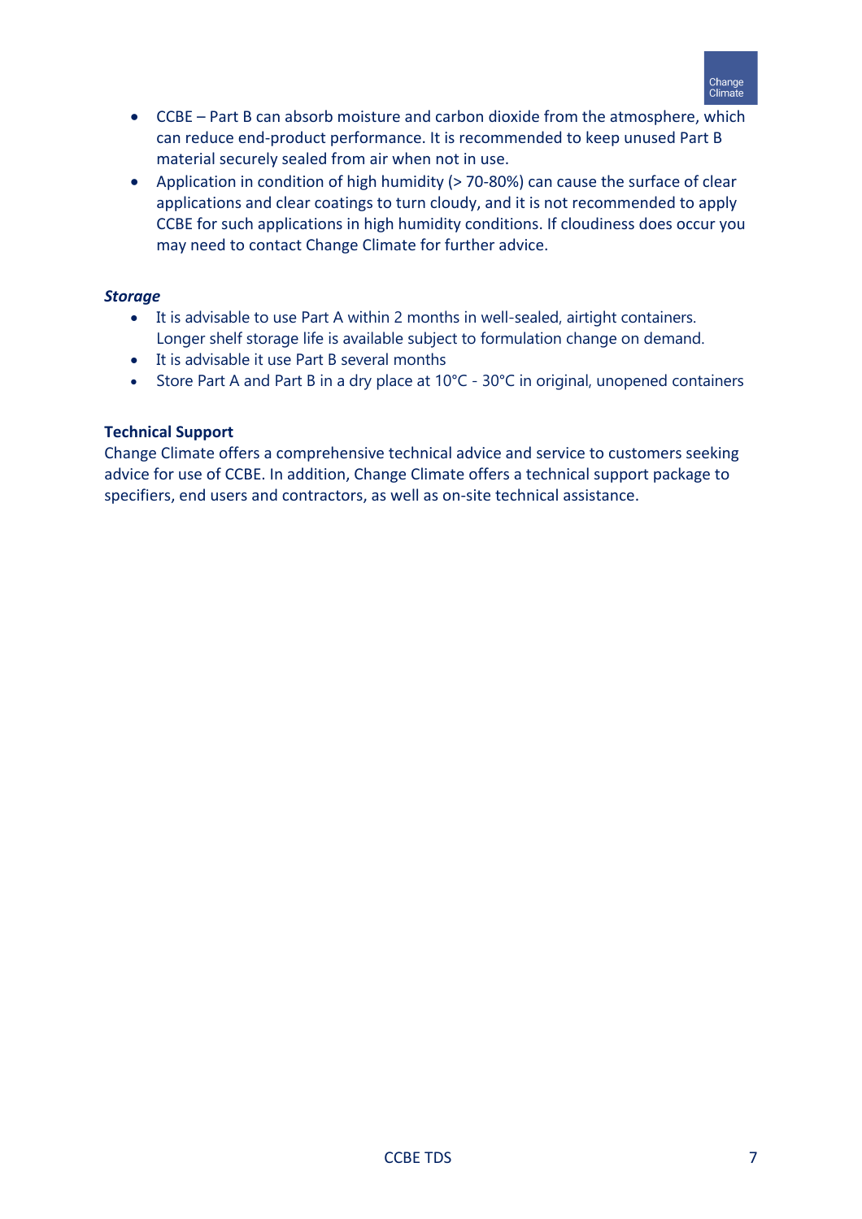- CCBE – Part B can absorb moisture and carbon dioxide from the atmosphere, which can reduce end-product performance. It is recommended to keep unused Part B material securely sealed from air when not in use.
- Application in condition of high humidity (> 70-80%) can cause the surface of clear applications and clear coatings to turn cloudy, and it is not recommended to apply CCBE for such applications in high humidity conditions. If cloudiness does occur you may need to contact Change Climate for further advice.

***Storage***

- It is advisable to use Part A within 2 months in well-sealed, airtight containers. Longer shelf storage life is available subject to formulation change on demand.
- It is advisable it use Part B several months
- Store Part A and Part B in a dry place at 10°C - 30°C in original, unopened containers

**Technical Support**

Change Climate offers a comprehensive technical advice and service to customers seeking advice for use of CCBE. In addition, Change Climate offers a technical support package to specifiers, end users and contractors, as well as on-site technical assistance.